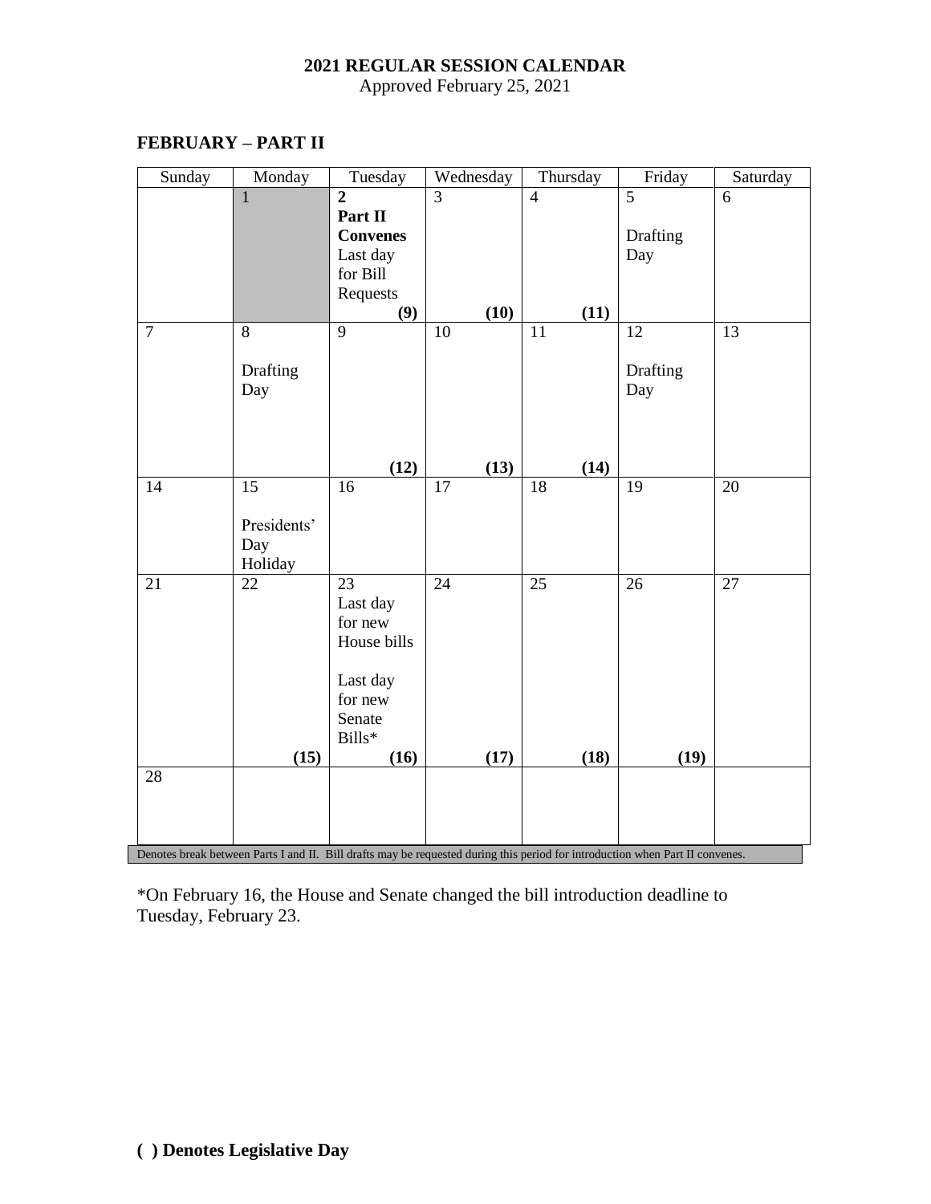**2021 REGULAR SESSION CALENDAR**

Approved February 25, 2021

## FEBRUARY – PART II

| Sunday | Monday | Tuesday | Wednesday | Thursday | Friday | Saturday |
|---|---|---|---|---|---|---|
| | 1 | **2** **Part II Convenes** Last day for Bill Requests **(9)** | 3 **(10)** | 4 **(11)** | 5 Drafting Day | 6 |
| 7 | 8 Drafting Day | 9 **(12)** | 10 **(13)** | 11 **(14)** | 12 Drafting Day | 13 |
| 14 | 15 Presidents' Day Holiday | 16 | 17 | 18 | 19 | 20 |
| 21 | 22 **(15)** | 23 Last day for new House bills Last day for new Senate Bills* **(16)** | 24 **(17)** | 25 **(18)** | 26 **(19)** | 27 |
| 28 | | | | | | |

Denotes break between Parts I and II. Bill drafts may be requested during this period for introduction when Part II convenes.

*On February 16, the House and Senate changed the bill introduction deadline to Tuesday, February 23.

**( ) Denotes Legislative Day**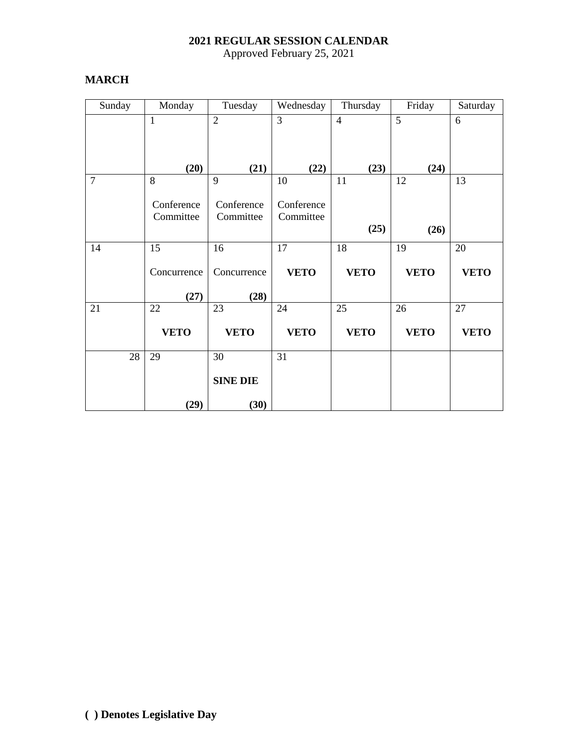# 2021 REGULAR SESSION CALENDAR

Approved February 25, 2021

## MARCH

| Sunday | Monday | Tuesday | Wednesday | Thursday | Friday | Saturday |
|---|---|---|---|---|---|---|
| | 1<br><br>**(20)** | 2<br><br>**(21)** | 3<br><br>**(22)** | 4<br><br>**(23)** | 5<br><br>**(24)** | 6 |
| 7 | 8<br>Conference Committee | 9<br>Conference Committee | 10<br>Conference Committee | 11<br><br>**(25)** | 12<br><br>**(26)** | 13 |
| 14 | 15<br>Concurrence<br>**(27)** | 16<br>Concurrence<br>**(28)** | 17<br>**VETO** | 18<br>**VETO** | 19<br>**VETO** | 20<br>**VETO** |
| 21 | 22<br>**VETO** | 23<br>**VETO** | 24<br>**VETO** | 25<br>**VETO** | 26<br>**VETO** | 27<br>**VETO** |
| 28 | 29<br><br>**(29)** | 30<br>**SINE DIE**<br>**(30)** | 31 | | | |

**( ) Denotes Legislative Day**